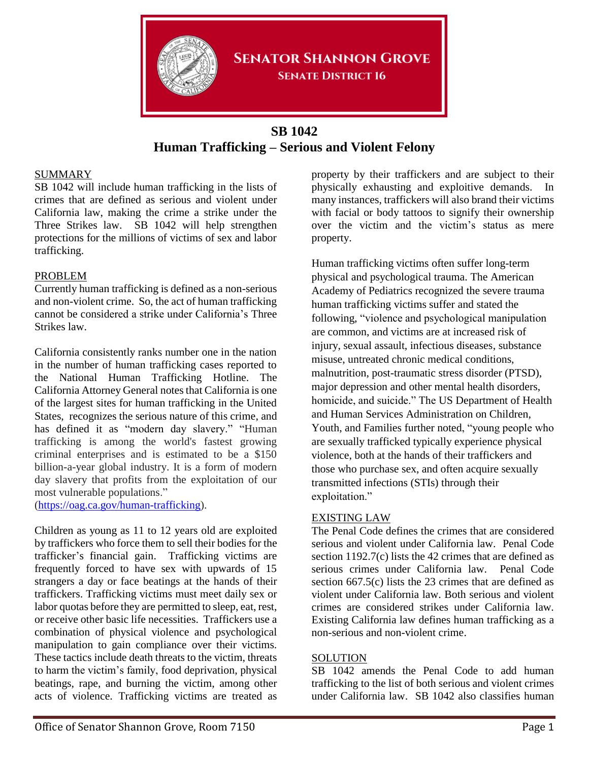**SENATOR SHANNON GROVE**

**SENATE DISTRICT 16**

# SB 1042
## Human Trafficking – Serious and Violent Felony

### SUMMARY

SB 1042 will include human trafficking in the lists of crimes that are defined as serious and violent under California law, making the crime a strike under the Three Strikes law. SB 1042 will help strengthen protections for the millions of victims of sex and labor trafficking.

### PROBLEM

Currently human trafficking is defined as a non-serious and non-violent crime. So, the act of human trafficking cannot be considered a strike under California's Three Strikes law.

California consistently ranks number one in the nation in the number of human trafficking cases reported to the National Human Trafficking Hotline. The California Attorney General notes that California is one of the largest sites for human trafficking in the United States, recognizes the serious nature of this crime, and has defined it as "modern day slavery." "Human trafficking is among the world's fastest growing criminal enterprises and is estimated to be a $150 billion-a-year global industry. It is a form of modern day slavery that profits from the exploitation of our most vulnerable populations." (https://oag.ca.gov/human-trafficking).

Children as young as 11 to 12 years old are exploited by traffickers who force them to sell their bodies for the trafficker's financial gain. Trafficking victims are frequently forced to have sex with upwards of 15 strangers a day or face beatings at the hands of their traffickers. Trafficking victims must meet daily sex or labor quotas before they are permitted to sleep, eat, rest, or receive other basic life necessities. Traffickers use a combination of physical violence and psychological manipulation to gain compliance over their victims. These tactics include death threats to the victim, threats to harm the victim's family, food deprivation, physical beatings, rape, and burning the victim, among other acts of violence. Trafficking victims are treated as property by their traffickers and are subject to their physically exhausting and exploitive demands. In many instances, traffickers will also brand their victims with facial or body tattoos to signify their ownership over the victim and the victim's status as mere property.

Human trafficking victims often suffer long-term physical and psychological trauma. The American Academy of Pediatrics recognized the severe trauma human trafficking victims suffer and stated the following, "violence and psychological manipulation are common, and victims are at increased risk of injury, sexual assault, infectious diseases, substance misuse, untreated chronic medical conditions, malnutrition, post-traumatic stress disorder (PTSD), major depression and other mental health disorders, homicide, and suicide." The US Department of Health and Human Services Administration on Children, Youth, and Families further noted, "young people who are sexually trafficked typically experience physical violence, both at the hands of their traffickers and those who purchase sex, and often acquire sexually transmitted infections (STIs) through their exploitation."

### EXISTING LAW

The Penal Code defines the crimes that are considered serious and violent under California law. Penal Code section 1192.7(c) lists the 42 crimes that are defined as serious crimes under California law. Penal Code section 667.5(c) lists the 23 crimes that are defined as violent under California law. Both serious and violent crimes are considered strikes under California law. Existing California law defines human trafficking as a non-serious and non-violent crime.

### SOLUTION

SB 1042 amends the Penal Code to add human trafficking to the list of both serious and violent crimes under California law. SB 1042 also classifies human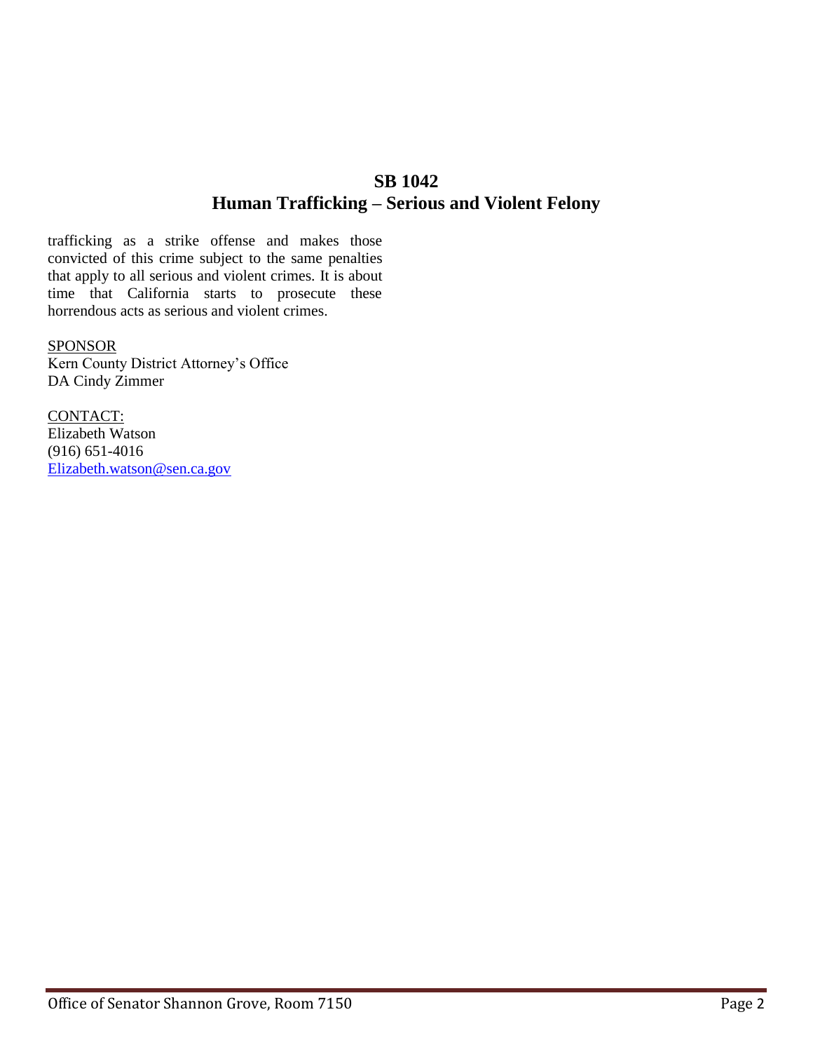## SB 1042
## Human Trafficking – Serious and Violent Felony

trafficking as a strike offense and makes those convicted of this crime subject to the same penalties that apply to all serious and violent crimes. It is about time that California starts to prosecute these horrendous acts as serious and violent crimes.

SPONSOR
Kern County District Attorney's Office
DA Cindy Zimmer

CONTACT:
Elizabeth Watson
(916) 651-4016
Elizabeth.watson@sen.ca.gov